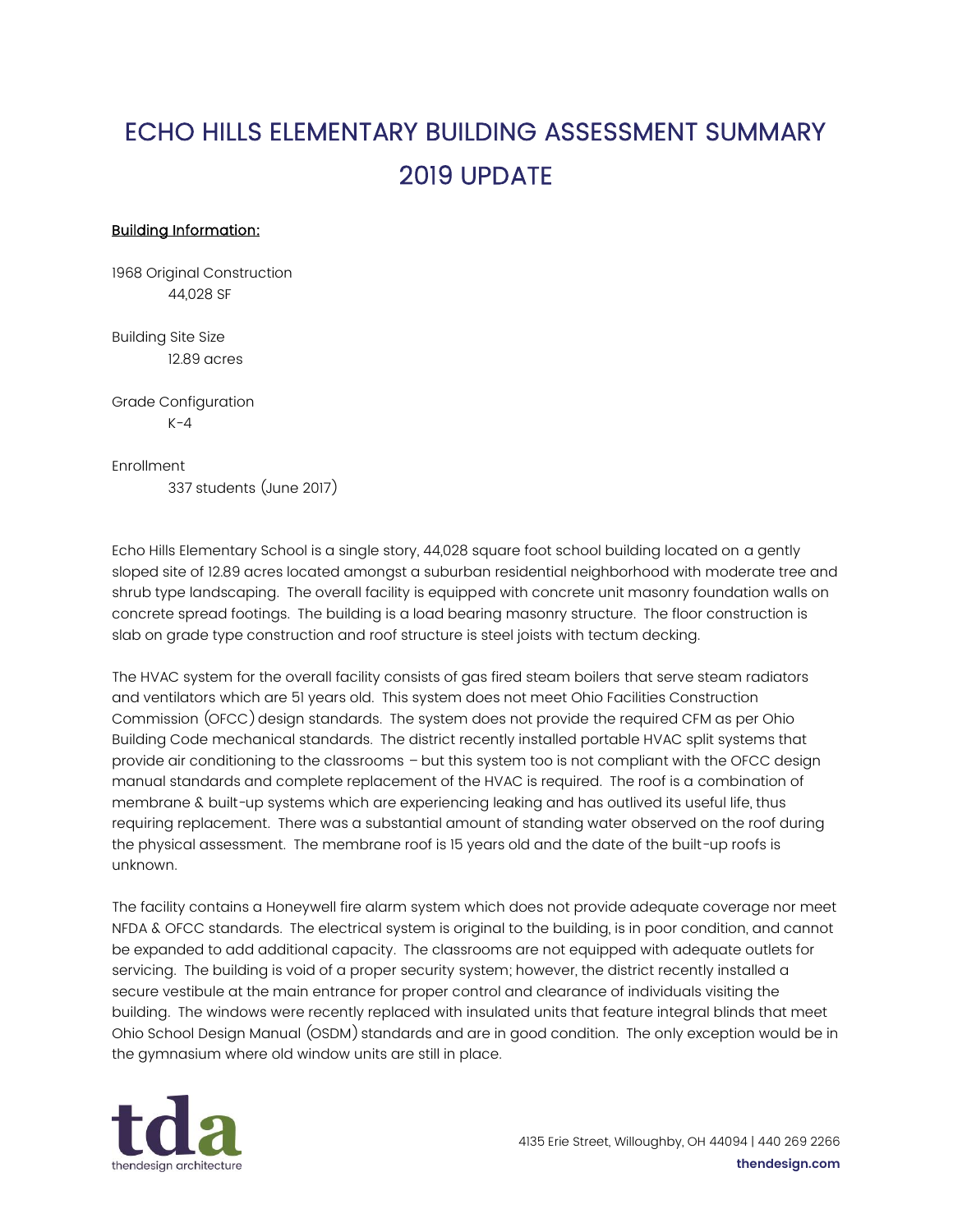# ECHO HILLS ELEMENTARY BUILDING ASSESSMENT SUMMARY 2019 UPDATE

**Building Information:**

1968 Original Construction
44,028 SF

Building Site Size
12.89 acres

Grade Configuration
K-4

Enrollment
337 students (June 2017)

Echo Hills Elementary School is a single story, 44,028 square foot school building located on a gently sloped site of 12.89 acres located amongst a suburban residential neighborhood with moderate tree and shrub type landscaping. The overall facility is equipped with concrete unit masonry foundation walls on concrete spread footings. The building is a load bearing masonry structure. The floor construction is slab on grade type construction and roof structure is steel joists with tectum decking.

The HVAC system for the overall facility consists of gas fired steam boilers that serve steam radiators and ventilators which are 51 years old. This system does not meet Ohio Facilities Construction Commission (OFCC) design standards. The system does not provide the required CFM as per Ohio Building Code mechanical standards. The district recently installed portable HVAC split systems that provide air conditioning to the classrooms – but this system too is not compliant with the OFCC design manual standards and complete replacement of the HVAC is required. The roof is a combination of membrane & built-up systems which are experiencing leaking and has outlived its useful life, thus requiring replacement. There was a substantial amount of standing water observed on the roof during the physical assessment. The membrane roof is 15 years old and the date of the built-up roofs is unknown.

The facility contains a Honeywell fire alarm system which does not provide adequate coverage nor meet NFDA & OFCC standards. The electrical system is original to the building, is in poor condition, and cannot be expanded to add additional capacity. The classrooms are not equipped with adequate outlets for servicing. The building is void of a proper security system; however, the district recently installed a secure vestibule at the main entrance for proper control and clearance of individuals visiting the building. The windows were recently replaced with insulated units that feature integral blinds that meet Ohio School Design Manual (OSDM) standards and are in good condition. The only exception would be in the gymnasium where old window units are still in place.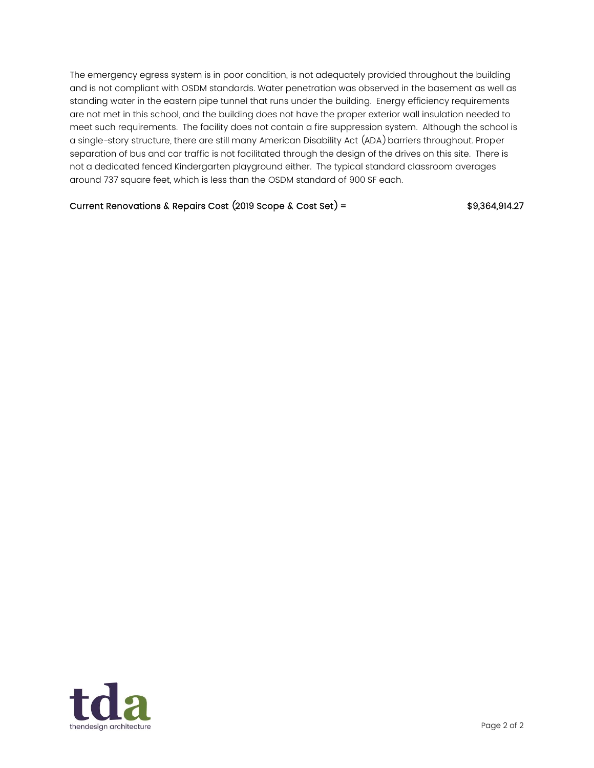The emergency egress system is in poor condition, is not adequately provided throughout the building and is not compliant with OSDM standards. Water penetration was observed in the basement as well as standing water in the eastern pipe tunnel that runs under the building. Energy efficiency requirements are not met in this school, and the building does not have the proper exterior wall insulation needed to meet such requirements. The facility does not contain a fire suppression system. Although the school is a single-story structure, there are still many American Disability Act (ADA) barriers throughout. Proper separation of bus and car traffic is not facilitated through the design of the drives on this site. There is not a dedicated fenced Kindergarten playground either. The typical standard classroom averages around 737 square feet, which is less than the OSDM standard of 900 SF each.

Current Renovations & Repairs Cost (2019 Scope & Cost Set) = $9,364,914.27